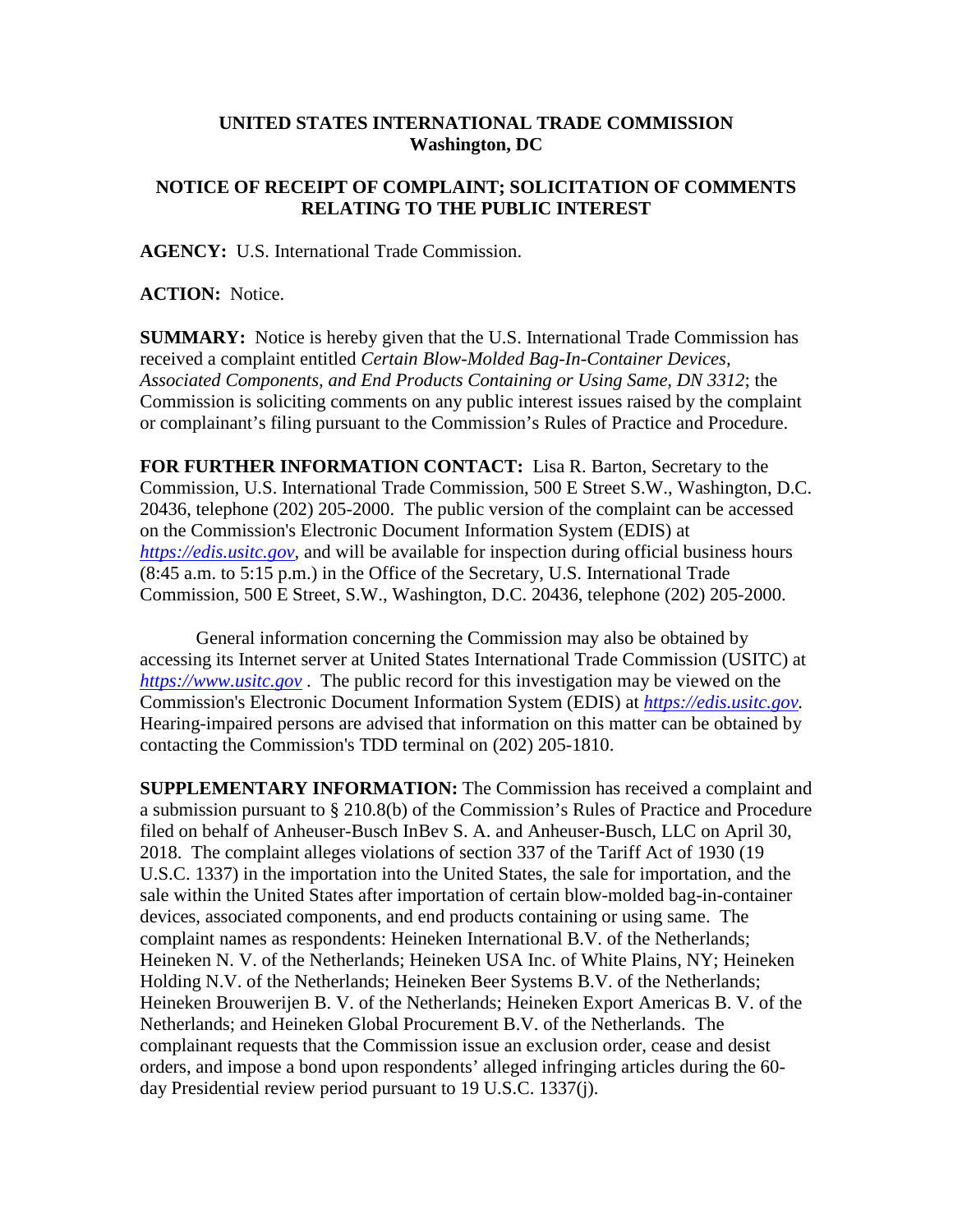**UNITED STATES INTERNATIONAL TRADE COMMISSION**
**Washington, DC**

**NOTICE OF RECEIPT OF COMPLAINT; SOLICITATION OF COMMENTS RELATING TO THE PUBLIC INTEREST**

**AGENCY:** U.S. International Trade Commission.

**ACTION:** Notice.

**SUMMARY:** Notice is hereby given that the U.S. International Trade Commission has received a complaint entitled *Certain Blow-Molded Bag-In-Container Devices, Associated Components, and End Products Containing or Using Same, DN 3312*; the Commission is soliciting comments on any public interest issues raised by the complaint or complainant's filing pursuant to the Commission's Rules of Practice and Procedure.

**FOR FURTHER INFORMATION CONTACT:** Lisa R. Barton, Secretary to the Commission, U.S. International Trade Commission, 500 E Street S.W., Washington, D.C. 20436, telephone (202) 205-2000. The public version of the complaint can be accessed on the Commission's Electronic Document Information System (EDIS) at *https://edis.usitc.gov*, and will be available for inspection during official business hours (8:45 a.m. to 5:15 p.m.) in the Office of the Secretary, U.S. International Trade Commission, 500 E Street, S.W., Washington, D.C. 20436, telephone (202) 205-2000.

General information concerning the Commission may also be obtained by accessing its Internet server at United States International Trade Commission (USITC) at *https://www.usitc.gov* . The public record for this investigation may be viewed on the Commission's Electronic Document Information System (EDIS) at *https://edis.usitc.gov.* Hearing-impaired persons are advised that information on this matter can be obtained by contacting the Commission's TDD terminal on (202) 205-1810.

**SUPPLEMENTARY INFORMATION:** The Commission has received a complaint and a submission pursuant to § 210.8(b) of the Commission's Rules of Practice and Procedure filed on behalf of Anheuser-Busch InBev S. A. and Anheuser-Busch, LLC on April 30, 2018. The complaint alleges violations of section 337 of the Tariff Act of 1930 (19 U.S.C. 1337) in the importation into the United States, the sale for importation, and the sale within the United States after importation of certain blow-molded bag-in-container devices, associated components, and end products containing or using same. The complaint names as respondents: Heineken International B.V. of the Netherlands; Heineken N. V. of the Netherlands; Heineken USA Inc. of White Plains, NY; Heineken Holding N.V. of the Netherlands; Heineken Beer Systems B.V. of the Netherlands; Heineken Brouwerijen B. V. of the Netherlands; Heineken Export Americas B. V. of the Netherlands; and Heineken Global Procurement B.V. of the Netherlands. The complainant requests that the Commission issue an exclusion order, cease and desist orders, and impose a bond upon respondents' alleged infringing articles during the 60-day Presidential review period pursuant to 19 U.S.C. 1337(j).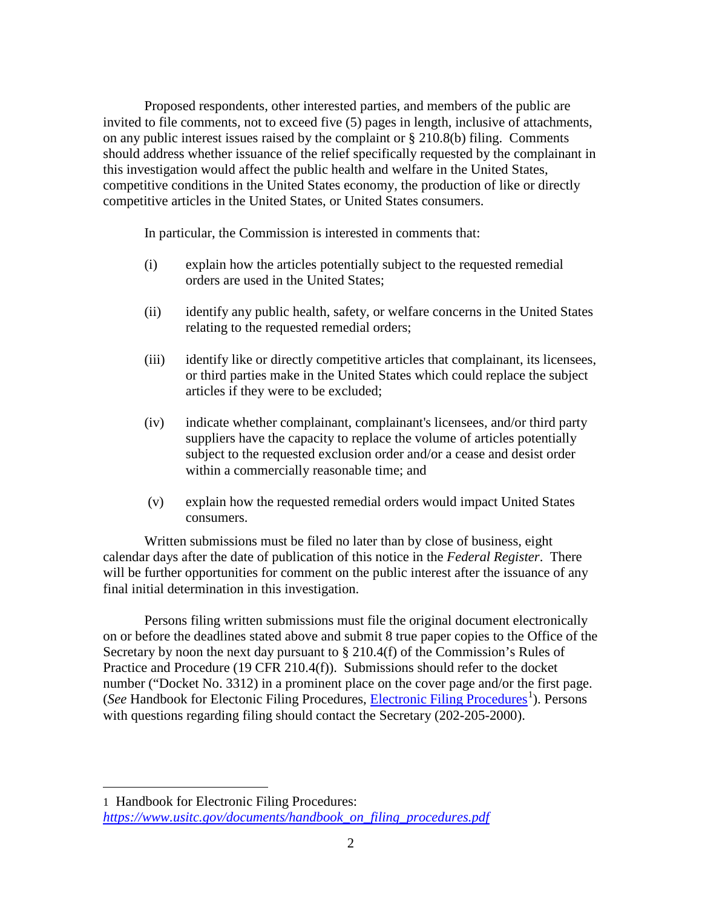Proposed respondents, other interested parties, and members of the public are invited to file comments, not to exceed five (5) pages in length, inclusive of attachments, on any public interest issues raised by the complaint or § 210.8(b) filing. Comments should address whether issuance of the relief specifically requested by the complainant in this investigation would affect the public health and welfare in the United States, competitive conditions in the United States economy, the production of like or directly competitive articles in the United States, or United States consumers.

In particular, the Commission is interested in comments that:

(i) explain how the articles potentially subject to the requested remedial orders are used in the United States;

(ii) identify any public health, safety, or welfare concerns in the United States relating to the requested remedial orders;

(iii) identify like or directly competitive articles that complainant, its licensees, or third parties make in the United States which could replace the subject articles if they were to be excluded;

(iv) indicate whether complainant, complainant's licensees, and/or third party suppliers have the capacity to replace the volume of articles potentially subject to the requested exclusion order and/or a cease and desist order within a commercially reasonable time; and

(v) explain how the requested remedial orders would impact United States consumers.

Written submissions must be filed no later than by close of business, eight calendar days after the date of publication of this notice in the *Federal Register*. There will be further opportunities for comment on the public interest after the issuance of any final initial determination in this investigation.

Persons filing written submissions must file the original document electronically on or before the deadlines stated above and submit 8 true paper copies to the Office of the Secretary by noon the next day pursuant to § 210.4(f) of the Commission's Rules of Practice and Procedure (19 CFR 210.4(f)). Submissions should refer to the docket number ("Docket No. 3312) in a prominent place on the cover page and/or the first page. (*See* Handbook for Electonic Filing Procedures, Electronic Filing Procedures[1]). Persons with questions regarding filing should contact the Secretary (202-205-2000).

---

1 Handbook for Electronic Filing Procedures: *https://www.usitc.gov/documents/handbook_on_filing_procedures.pdf*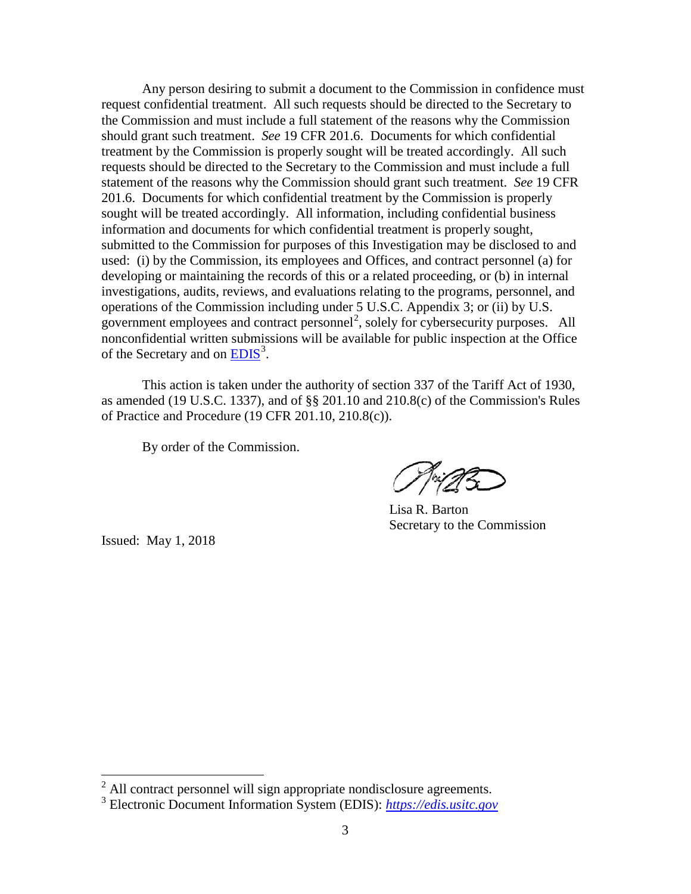Any person desiring to submit a document to the Commission in confidence must request confidential treatment. All such requests should be directed to the Secretary to the Commission and must include a full statement of the reasons why the Commission should grant such treatment. *See* 19 CFR 201.6. Documents for which confidential treatment by the Commission is properly sought will be treated accordingly. All such requests should be directed to the Secretary to the Commission and must include a full statement of the reasons why the Commission should grant such treatment. *See* 19 CFR 201.6. Documents for which confidential treatment by the Commission is properly sought will be treated accordingly. All information, including confidential business information and documents for which confidential treatment is properly sought, submitted to the Commission for purposes of this Investigation may be disclosed to and used: (i) by the Commission, its employees and Offices, and contract personnel (a) for developing or maintaining the records of this or a related proceeding, or (b) in internal investigations, audits, reviews, and evaluations relating to the programs, personnel, and operations of the Commission including under 5 U.S.C. Appendix 3; or (ii) by U.S. government employees and contract personnel[2], solely for cybersecurity purposes. All nonconfidential written submissions will be available for public inspection at the Office of the Secretary and on EDIS[3].

This action is taken under the authority of section 337 of the Tariff Act of 1930, as amended (19 U.S.C. 1337), and of §§ 201.10 and 210.8(c) of the Commission's Rules of Practice and Procedure (19 CFR 201.10, 210.8(c)).

By order of the Commission.

Lisa R. Barton
Secretary to the Commission

Issued: May 1, 2018

---

[2] All contract personnel will sign appropriate nondisclosure agreements.

[3] Electronic Document Information System (EDIS): *https://edis.usitc.gov*